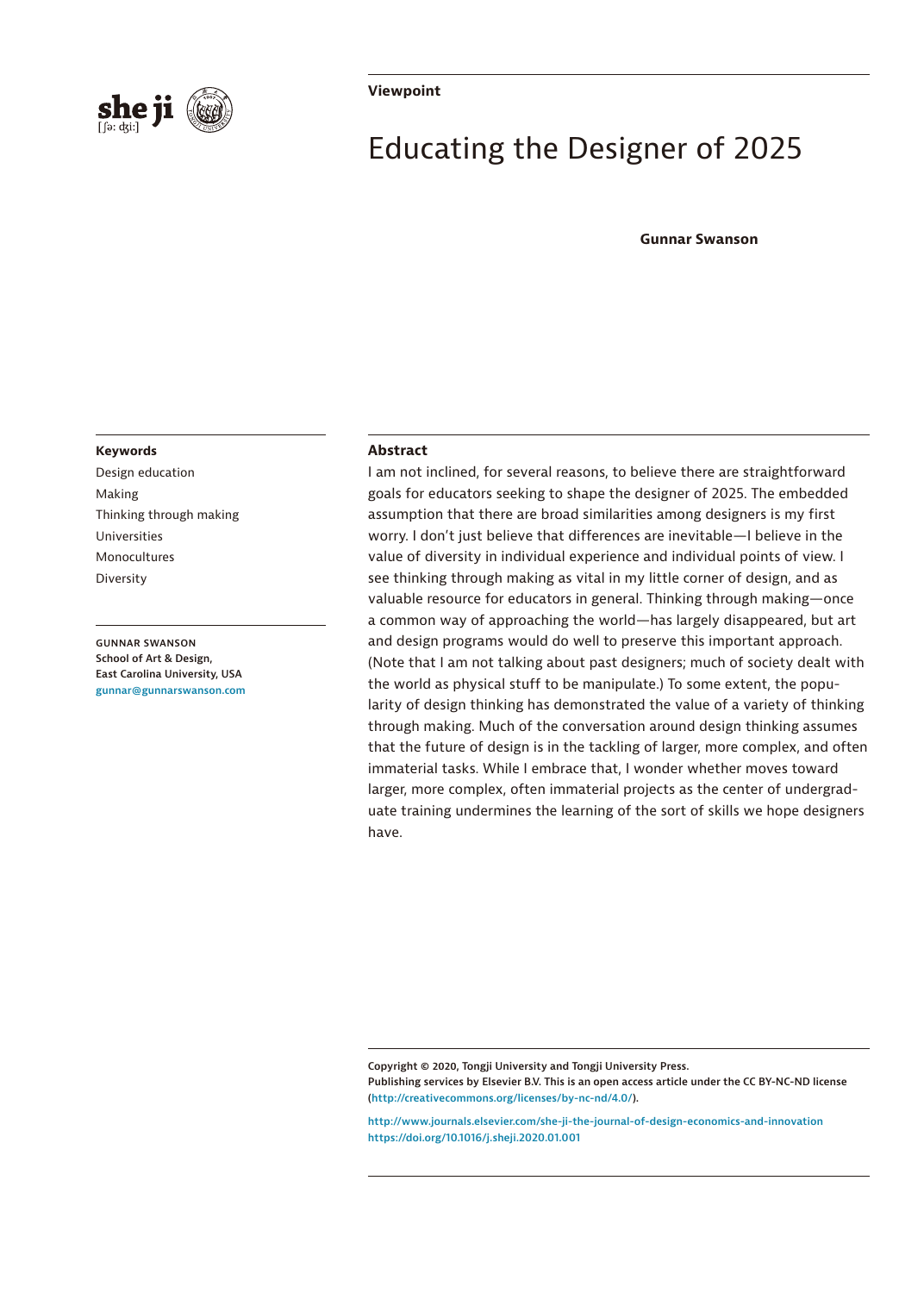Viewpoint

# Educating the Designer of 2025

**Gunnar Swanson**

**Keywords**

Design education
Making
Thinking through making
Universities
Monocultures
Diversity

GUNNAR SWANSON
School of Art & Design,
East Carolina University, USA
gunnar@gunnarswanson.com

## Abstract

I am not inclined, for several reasons, to believe there are straightforward goals for educators seeking to shape the designer of 2025. The embedded assumption that there are broad similarities among designers is my first worry. I don't just believe that differences are inevitable—I believe in the value of diversity in individual experience and individual points of view. I see thinking through making as vital in my little corner of design, and as valuable resource for educators in general. Thinking through making—once a common way of approaching the world—has largely disappeared, but art and design programs would do well to preserve this important approach. (Note that I am not talking about past designers; much of society dealt with the world as physical stuff to be manipulate.) To some extent, the popularity of design thinking has demonstrated the value of a variety of thinking through making. Much of the conversation around design thinking assumes that the future of design is in the tackling of larger, more complex, and often immaterial tasks. While I embrace that, I wonder whether moves toward larger, more complex, often immaterial projects as the center of undergraduate training undermines the learning of the sort of skills we hope designers have.

Copyright © 2020, Tongji University and Tongji University Press.
Publishing services by Elsevier B.V. This is an open access article under the CC BY-NC-ND license (http://creativecommons.org/licenses/by-nc-nd/4.0/).

http://www.journals.elsevier.com/she-ji-the-journal-of-design-economics-and-innovation
https://doi.org/10.1016/j.sheji.2020.01.001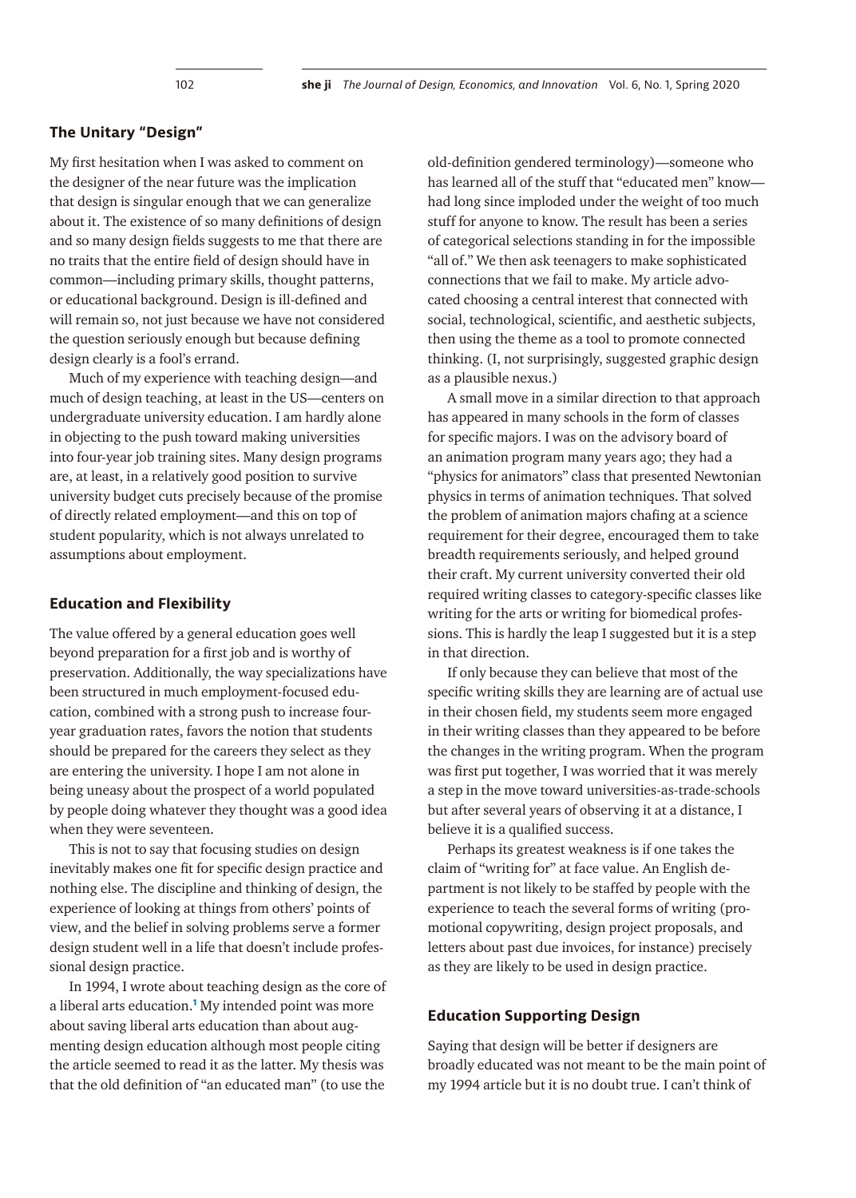## The Unitary "Design"

My first hesitation when I was asked to comment on the designer of the near future was the implication that design is singular enough that we can generalize about it. The existence of so many definitions of design and so many design fields suggests to me that there are no traits that the entire field of design should have in common—including primary skills, thought patterns, or educational background. Design is ill-defined and will remain so, not just because we have not considered the question seriously enough but because defining design clearly is a fool's errand.

Much of my experience with teaching design—and much of design teaching, at least in the US—centers on undergraduate university education. I am hardly alone in objecting to the push toward making universities into four-year job training sites. Many design programs are, at least, in a relatively good position to survive university budget cuts precisely because of the promise of directly related employment—and this on top of student popularity, which is not always unrelated to assumptions about employment.

## Education and Flexibility

The value offered by a general education goes well beyond preparation for a first job and is worthy of preservation. Additionally, the way specializations have been structured in much employment-focused education, combined with a strong push to increase four-year graduation rates, favors the notion that students should be prepared for the careers they select as they are entering the university. I hope I am not alone in being uneasy about the prospect of a world populated by people doing whatever they thought was a good idea when they were seventeen.

This is not to say that focusing studies on design inevitably makes one fit for specific design practice and nothing else. The discipline and thinking of design, the experience of looking at things from others' points of view, and the belief in solving problems serve a former design student well in a life that doesn't include professional design practice.

In 1994, I wrote about teaching design as the core of a liberal arts education.[1] My intended point was more about saving liberal arts education than about augmenting design education although most people citing the article seemed to read it as the latter. My thesis was that the old definition of "an educated man" (to use the old-definition gendered terminology)—someone who has learned all of the stuff that "educated men" know—had long since imploded under the weight of too much stuff for anyone to know. The result has been a series of categorical selections standing in for the impossible "all of." We then ask teenagers to make sophisticated connections that we fail to make. My article advocated choosing a central interest that connected with social, technological, scientific, and aesthetic subjects, then using the theme as a tool to promote connected thinking. (I, not surprisingly, suggested graphic design as a plausible nexus.)

A small move in a similar direction to that approach has appeared in many schools in the form of classes for specific majors. I was on the advisory board of an animation program many years ago; they had a "physics for animators" class that presented Newtonian physics in terms of animation techniques. That solved the problem of animation majors chafing at a science requirement for their degree, encouraged them to take breadth requirements seriously, and helped ground their craft. My current university converted their old required writing classes to category-specific classes like writing for the arts or writing for biomedical professions. This is hardly the leap I suggested but it is a step in that direction.

If only because they can believe that most of the specific writing skills they are learning are of actual use in their chosen field, my students seem more engaged in their writing classes than they appeared to be before the changes in the writing program. When the program was first put together, I was worried that it was merely a step in the move toward universities-as-trade-schools but after several years of observing it at a distance, I believe it is a qualified success.

Perhaps its greatest weakness is if one takes the claim of "writing for" at face value. An English department is not likely to be staffed by people with the experience to teach the several forms of writing (promotional copywriting, design project proposals, and letters about past due invoices, for instance) precisely as they are likely to be used in design practice.

## Education Supporting Design

Saying that design will be better if designers are broadly educated was not meant to be the main point of my 1994 article but it is no doubt true. I can't think of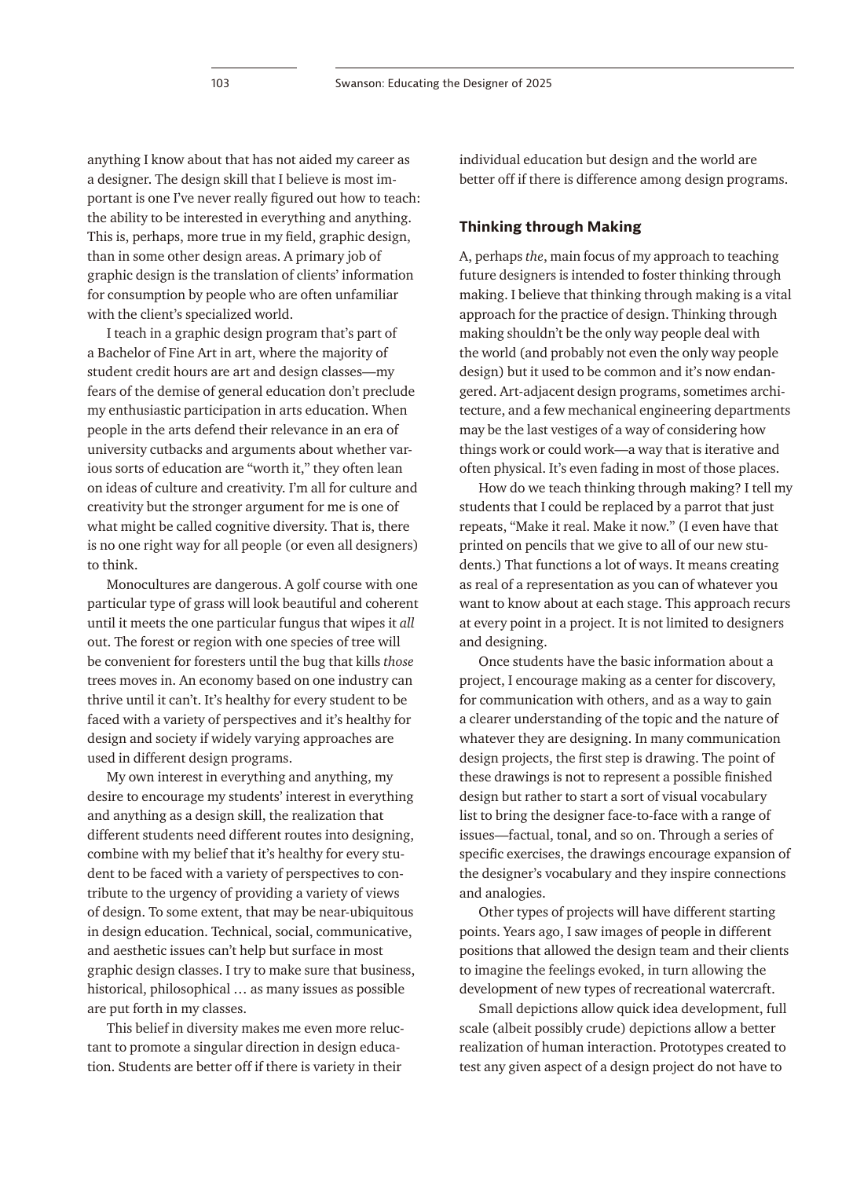anything I know about that has not aided my career as a designer. The design skill that I believe is most important is one I've never really figured out how to teach: the ability to be interested in everything and anything. This is, perhaps, more true in my field, graphic design, than in some other design areas. A primary job of graphic design is the translation of clients' information for consumption by people who are often unfamiliar with the client's specialized world.

I teach in a graphic design program that's part of a Bachelor of Fine Art in art, where the majority of student credit hours are art and design classes—my fears of the demise of general education don't preclude my enthusiastic participation in arts education. When people in the arts defend their relevance in an era of university cutbacks and arguments about whether various sorts of education are "worth it," they often lean on ideas of culture and creativity. I'm all for culture and creativity but the stronger argument for me is one of what might be called cognitive diversity. That is, there is no one right way for all people (or even all designers) to think.

Monocultures are dangerous. A golf course with one particular type of grass will look beautiful and coherent until it meets the one particular fungus that wipes it *all* out. The forest or region with one species of tree will be convenient for foresters until the bug that kills *those* trees moves in. An economy based on one industry can thrive until it can't. It's healthy for every student to be faced with a variety of perspectives and it's healthy for design and society if widely varying approaches are used in different design programs.

My own interest in everything and anything, my desire to encourage my students' interest in everything and anything as a design skill, the realization that different students need different routes into designing, combine with my belief that it's healthy for every student to be faced with a variety of perspectives to contribute to the urgency of providing a variety of views of design. To some extent, that may be near-ubiquitous in design education. Technical, social, communicative, and aesthetic issues can't help but surface in most graphic design classes. I try to make sure that business, historical, philosophical … as many issues as possible are put forth in my classes.

This belief in diversity makes me even more reluctant to promote a singular direction in design education. Students are better off if there is variety in their individual education but design and the world are better off if there is difference among design programs.

## Thinking through Making

A, perhaps *the*, main focus of my approach to teaching future designers is intended to foster thinking through making. I believe that thinking through making is a vital approach for the practice of design. Thinking through making shouldn't be the only way people deal with the world (and probably not even the only way people design) but it used to be common and it's now endangered. Art-adjacent design programs, sometimes architecture, and a few mechanical engineering departments may be the last vestiges of a way of considering how things work or could work—a way that is iterative and often physical. It's even fading in most of those places.

How do we teach thinking through making? I tell my students that I could be replaced by a parrot that just repeats, "Make it real. Make it now." (I even have that printed on pencils that we give to all of our new students.) That functions a lot of ways. It means creating as real of a representation as you can of whatever you want to know about at each stage. This approach recurs at every point in a project. It is not limited to designers and designing.

Once students have the basic information about a project, I encourage making as a center for discovery, for communication with others, and as a way to gain a clearer understanding of the topic and the nature of whatever they are designing. In many communication design projects, the first step is drawing. The point of these drawings is not to represent a possible finished design but rather to start a sort of visual vocabulary list to bring the designer face-to-face with a range of issues—factual, tonal, and so on. Through a series of specific exercises, the drawings encourage expansion of the designer's vocabulary and they inspire connections and analogies.

Other types of projects will have different starting points. Years ago, I saw images of people in different positions that allowed the design team and their clients to imagine the feelings evoked, in turn allowing the development of new types of recreational watercraft.

Small depictions allow quick idea development, full scale (albeit possibly crude) depictions allow a better realization of human interaction. Prototypes created to test any given aspect of a design project do not have to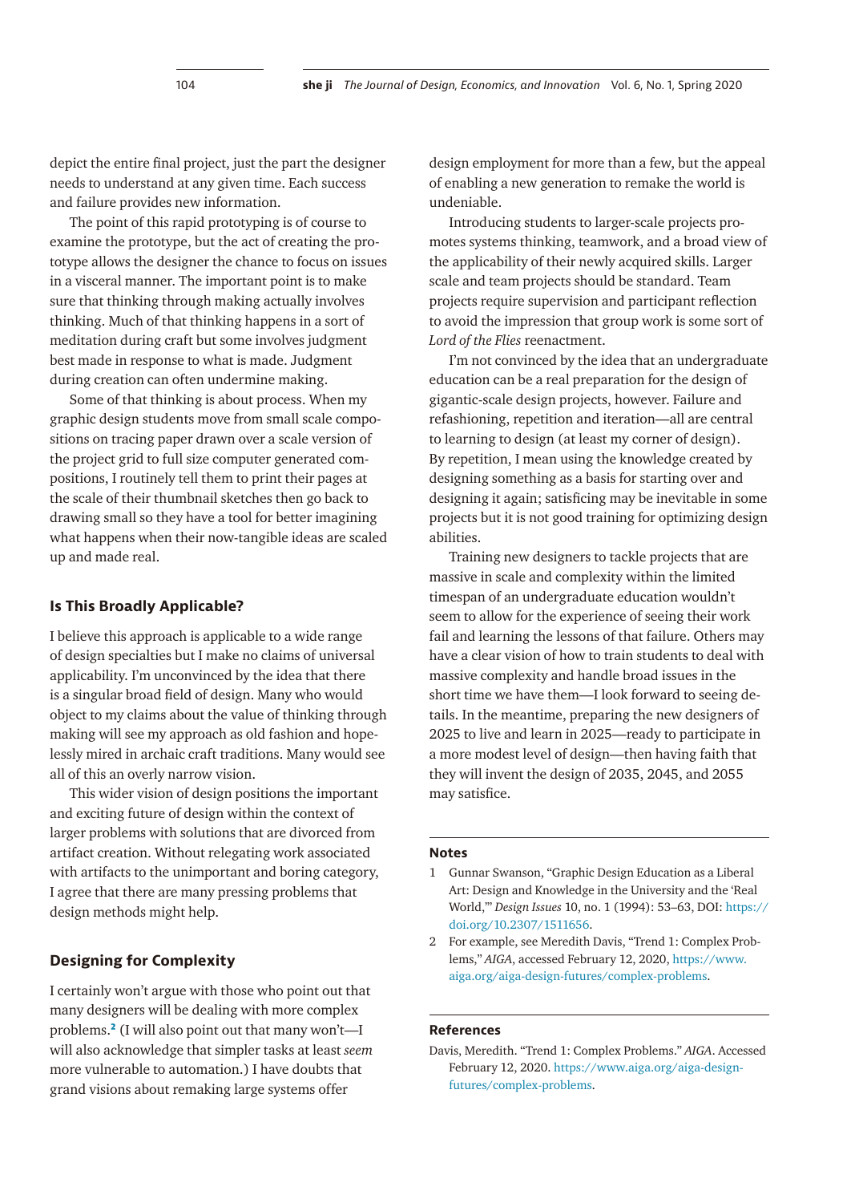depict the entire final project, just the part the designer needs to understand at any given time. Each success and failure provides new information.

The point of this rapid prototyping is of course to examine the prototype, but the act of creating the prototype allows the designer the chance to focus on issues in a visceral manner. The important point is to make sure that thinking through making actually involves thinking. Much of that thinking happens in a sort of meditation during craft but some involves judgment best made in response to what is made. Judgment during creation can often undermine making.

Some of that thinking is about process. When my graphic design students move from small scale compositions on tracing paper drawn over a scale version of the project grid to full size computer generated compositions, I routinely tell them to print their pages at the scale of their thumbnail sketches then go back to drawing small so they have a tool for better imagining what happens when their now-tangible ideas are scaled up and made real.

## Is This Broadly Applicable?

I believe this approach is applicable to a wide range of design specialties but I make no claims of universal applicability. I'm unconvinced by the idea that there is a singular broad field of design. Many who would object to my claims about the value of thinking through making will see my approach as old fashion and hopelessly mired in archaic craft traditions. Many would see all of this an overly narrow vision.

This wider vision of design positions the important and exciting future of design within the context of larger problems with solutions that are divorced from artifact creation. Without relegating work associated with artifacts to the unimportant and boring category, I agree that there are many pressing problems that design methods might help.

## Designing for Complexity

I certainly won't argue with those who point out that many designers will be dealing with more complex problems.[2] (I will also point out that many won't—I will also acknowledge that simpler tasks at least *seem* more vulnerable to automation.) I have doubts that grand visions about remaking large systems offer design employment for more than a few, but the appeal of enabling a new generation to remake the world is undeniable.

Introducing students to larger-scale projects promotes systems thinking, teamwork, and a broad view of the applicability of their newly acquired skills. Larger scale and team projects should be standard. Team projects require supervision and participant reflection to avoid the impression that group work is some sort of *Lord of the Flies* reenactment.

I'm not convinced by the idea that an undergraduate education can be a real preparation for the design of gigantic-scale design projects, however. Failure and refashioning, repetition and iteration—all are central to learning to design (at least my corner of design). By repetition, I mean using the knowledge created by designing something as a basis for starting over and designing it again; satisficing may be inevitable in some projects but it is not good training for optimizing design abilities.

Training new designers to tackle projects that are massive in scale and complexity within the limited timespan of an undergraduate education wouldn't seem to allow for the experience of seeing their work fail and learning the lessons of that failure. Others may have a clear vision of how to train students to deal with massive complexity and handle broad issues in the short time we have them—I look forward to seeing details. In the meantime, preparing the new designers of 2025 to live and learn in 2025—ready to participate in a more modest level of design—then having faith that they will invent the design of 2035, 2045, and 2055 may satisfice.

## Notes

1. Gunnar Swanson, "Graphic Design Education as a Liberal Art: Design and Knowledge in the University and the 'Real World,'" *Design Issues* 10, no. 1 (1994): 53–63, DOI: https://doi.org/10.2307/1511656.
2. For example, see Meredith Davis, "Trend 1: Complex Problems," *AIGA*, accessed February 12, 2020, https://www.aiga.org/aiga-design-futures/complex-problems.

## References

Davis, Meredith. "Trend 1: Complex Problems." *AIGA*. Accessed February 12, 2020. https://www.aiga.org/aiga-design-futures/complex-problems.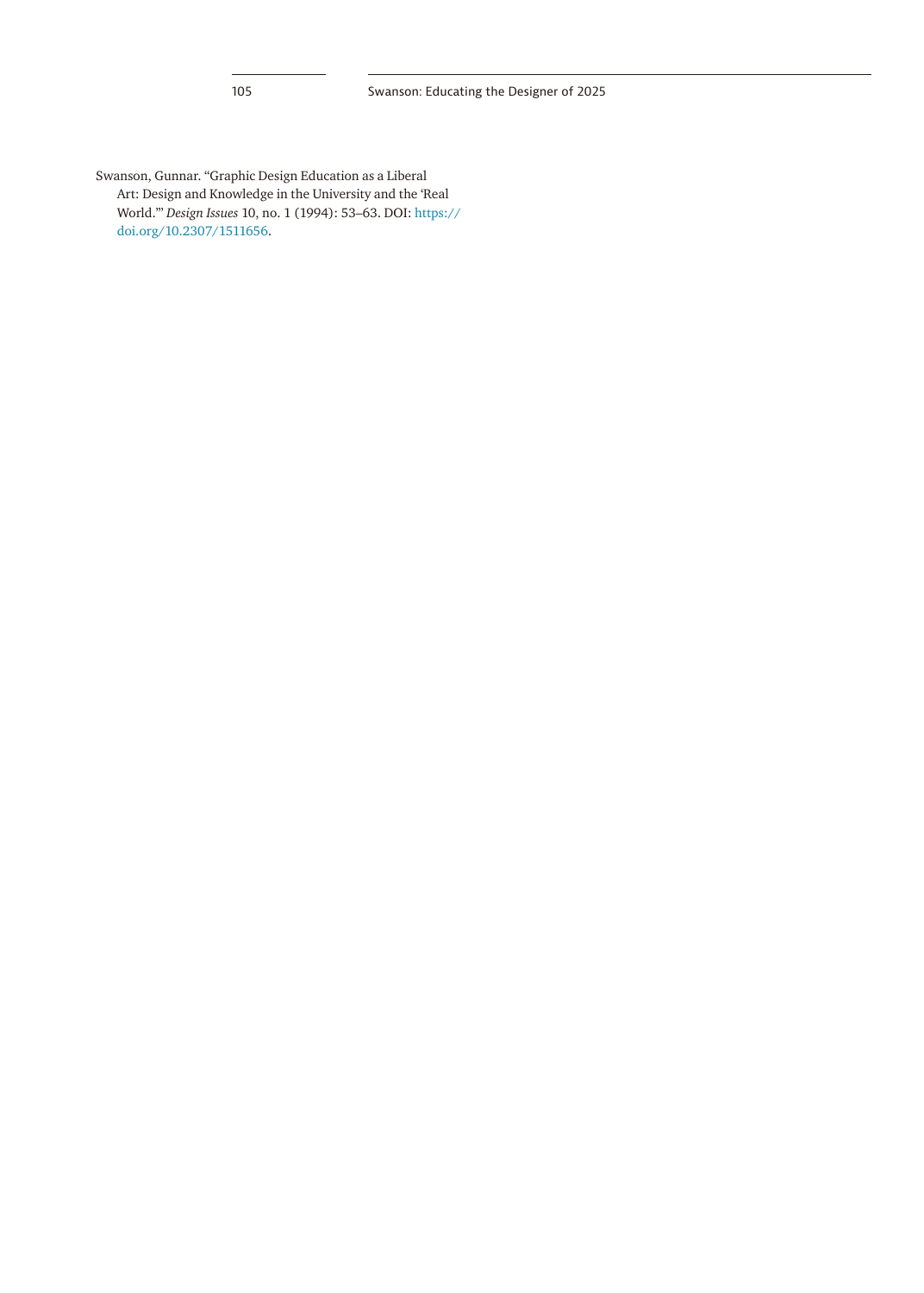Swanson, Gunnar. "Graphic Design Education as a Liberal Art: Design and Knowledge in the University and the 'Real World.'" *Design Issues* 10, no. 1 (1994): 53–63. DOI: https://doi.org/10.2307/1511656.